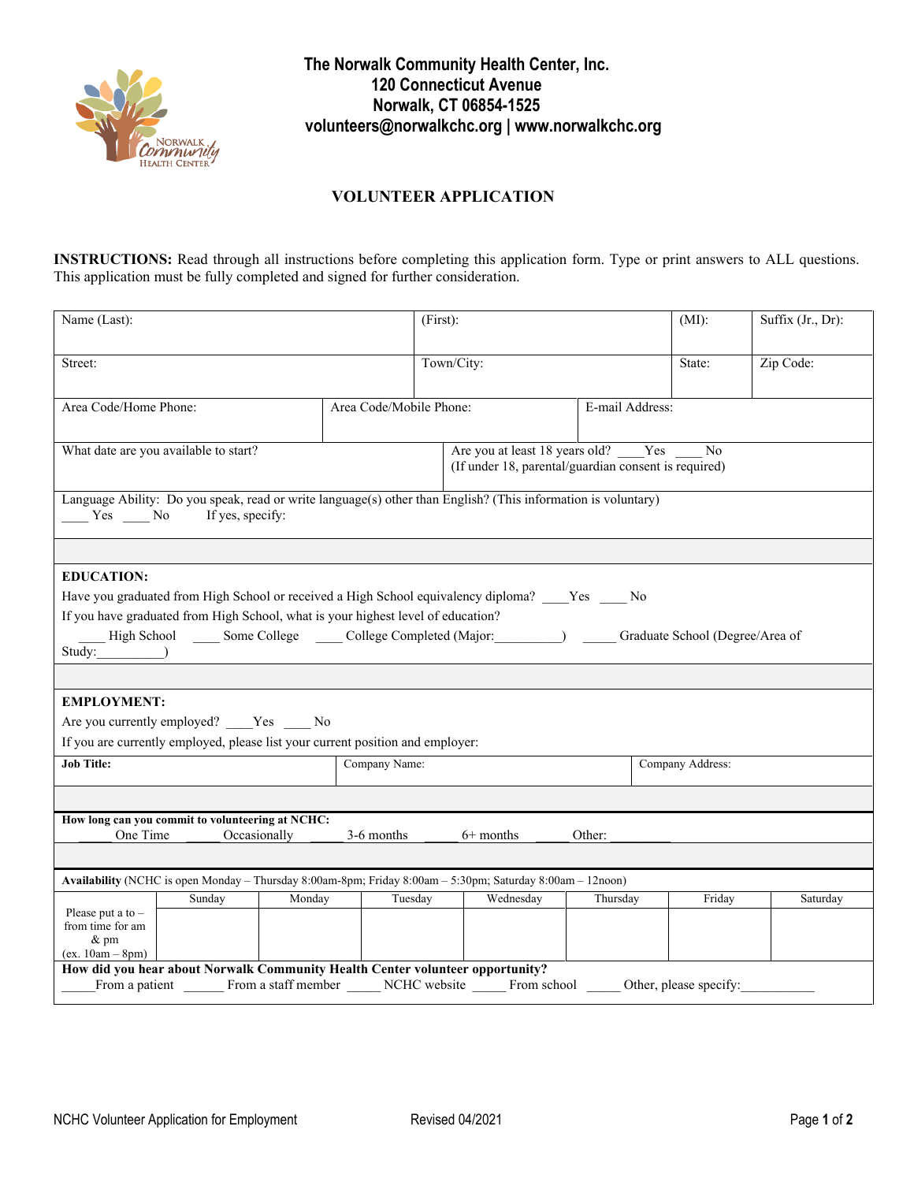**The Norwalk Community Health Center, Inc.**
**120 Connecticut Avenue**
**Norwalk, CT 06854-1525**
**volunteers@norwalkchc.org | www.norwalkchc.org**

# VOLUNTEER APPLICATION

**INSTRUCTIONS:** Read through all instructions before completing this application form. Type or print answers to ALL questions. This application must be fully completed and signed for further consideration.

| Name (Last): | (First): | (MI): | Suffix (Jr., Dr): |
|---|---|---|---|
| Street: | Town/City: | State: | Zip Code: |

| Area Code/Home Phone: | Area Code/Mobile Phone: | E-mail Address: |
|---|---|---|

| What date are you available to start? | Are you at least 18 years old? ____Yes ____ No (If under 18, parental/guardian consent is required) |
|---|---|

Language Ability: Do you speak, read or write language(s) other than English? (This information is voluntary)
____ Yes ____ No If yes, specify:

**EDUCATION:**

Have you graduated from High School or received a High School equivalency diploma? ____Yes ____ No

If you have graduated from High School, what is your highest level of education?

____ High School ____ Some College ____ College Completed (Major:_________) _____ Graduate School (Degree/Area of Study:_________)

**EMPLOYMENT:**

Are you currently employed? ____Yes ____ No

If you are currently employed, please list your current position and employer:

| **Job Title:** | Company Name: | Company Address: |
|---|---|---|

**How long can you commit to volunteering at NCHC:**
_____ One Time _____ Occasionally _____ 3-6 months _____ 6+ months _____ Other: _________

**Availability** (NCHC is open Monday – Thursday 8:00am-8pm; Friday 8:00am – 5:30pm; Saturday 8:00am – 12noon)

| | Sunday | Monday | Tuesday | Wednesday | Thursday | Friday | Saturday |
|---|---|---|---|---|---|---|---|
| Please put a to – from time for am & pm (ex. 10am – 8pm) | | | | | | | |

**How did you hear about Norwalk Community Health Center volunteer opportunity?**
_____From a patient ______ From a staff member _____ NCHC website _____ From school _____ Other, please specify:___________

NCHC Volunteer Application for Employment    Revised 04/2021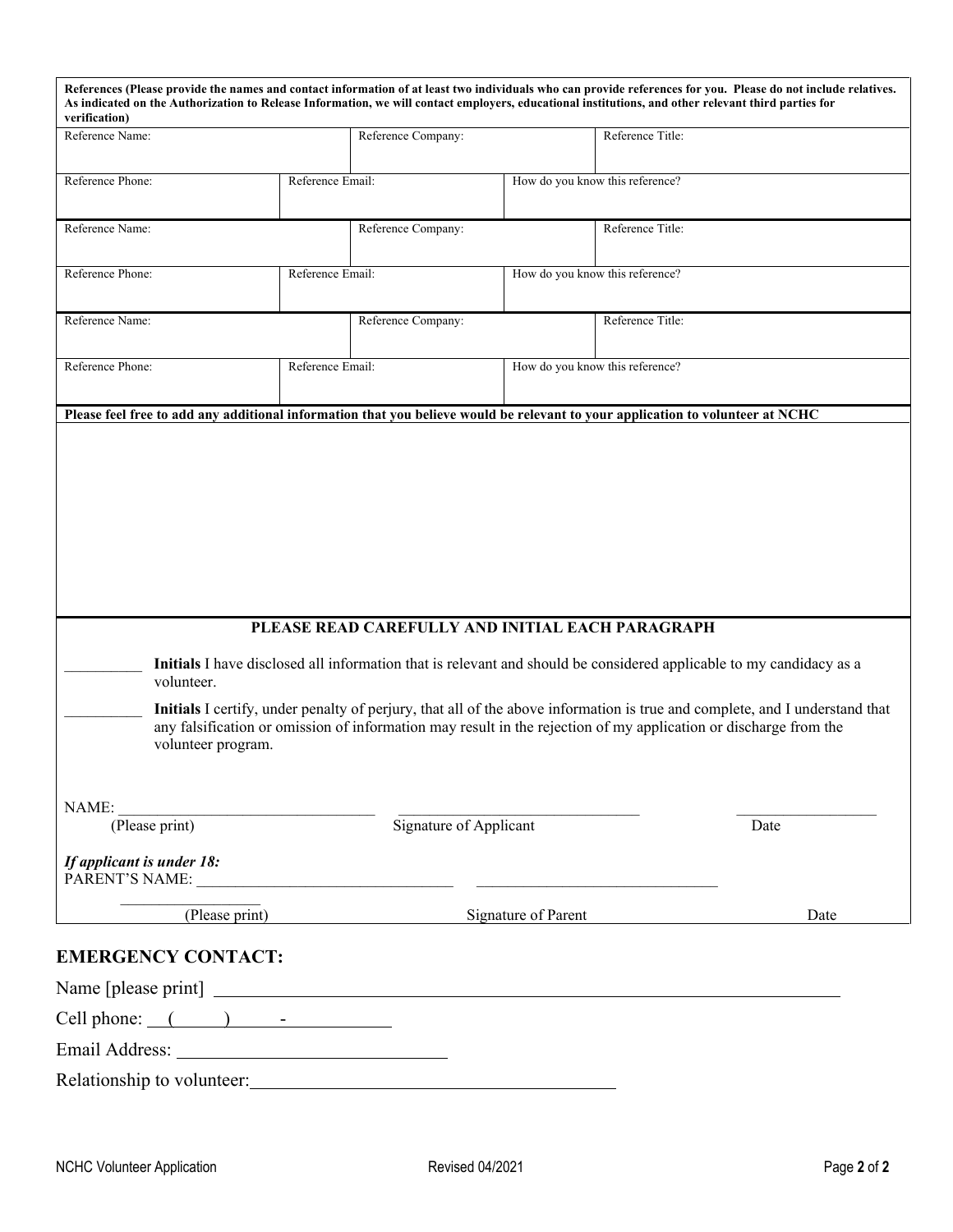**References (Please provide the names and contact information of at least two individuals who can provide references for you. Please do not include relatives. As indicated on the Authorization to Release Information, we will contact employers, educational institutions, and other relevant third parties for verification)**

| | | |
|---|---|---|
| Reference Name: | Reference Company: | Reference Title: |
| Reference Phone: | Reference Email: | How do you know this reference? |
| Reference Name: | Reference Company: | Reference Title: |
| Reference Phone: | Reference Email: | How do you know this reference? |
| Reference Name: | Reference Company: | Reference Title: |
| Reference Phone: | Reference Email: | How do you know this reference? |

**Please feel free to add any additional information that you believe would be relevant to your application to volunteer at NCHC**

**PLEASE READ CAREFULLY AND INITIAL EACH PARAGRAPH**

__________ **Initials** I have disclosed all information that is relevant and should be considered applicable to my candidacy as a volunteer.

__________ **Initials** I certify, under penalty of perjury, that all of the above information is true and complete, and I understand that any falsification or omission of information may result in the rejection of my application or discharge from the volunteer program.

NAME: ________________________________ ______________________________ __________________
(Please print) Signature of Applicant Date

***If applicant is under 18:***
PARENT'S NAME: ________________________________ ______________________________ ________________
(Please print) Signature of Parent Date

## EMERGENCY CONTACT:

Name [please print] ____________________________________________

Cell phone: ( ) -

Email Address: ______________________________

Relationship to volunteer: ________________________________________